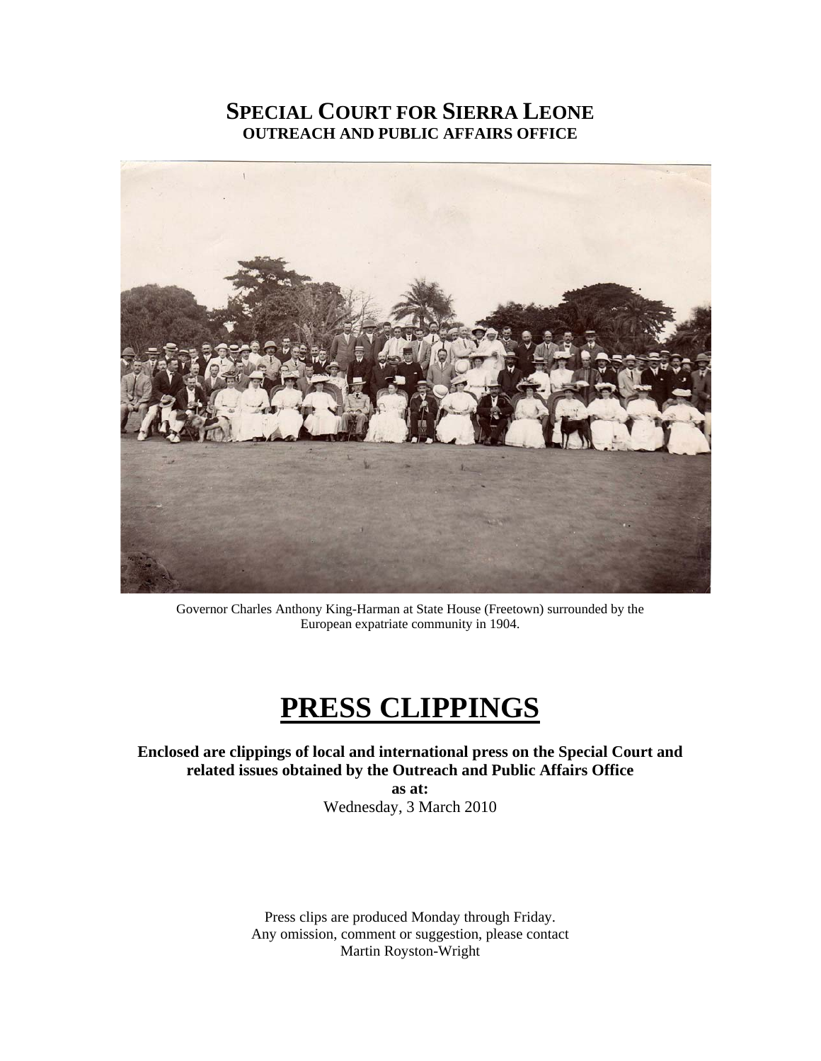# SPECIAL COURT FOR SIERRA LEONE
## OUTREACH AND PUBLIC AFFAIRS OFFICE

Governor Charles Anthony King-Harman at State House (Freetown) surrounded by the European expatriate community in 1904.

# PRESS CLIPPINGS

**Enclosed are clippings of local and international press on the Special Court and related issues obtained by the Outreach and Public Affairs Office**

**as at:**

Wednesday, 3 March 2010

Press clips are produced Monday through Friday.
Any omission, comment or suggestion, please contact
Martin Royston-Wright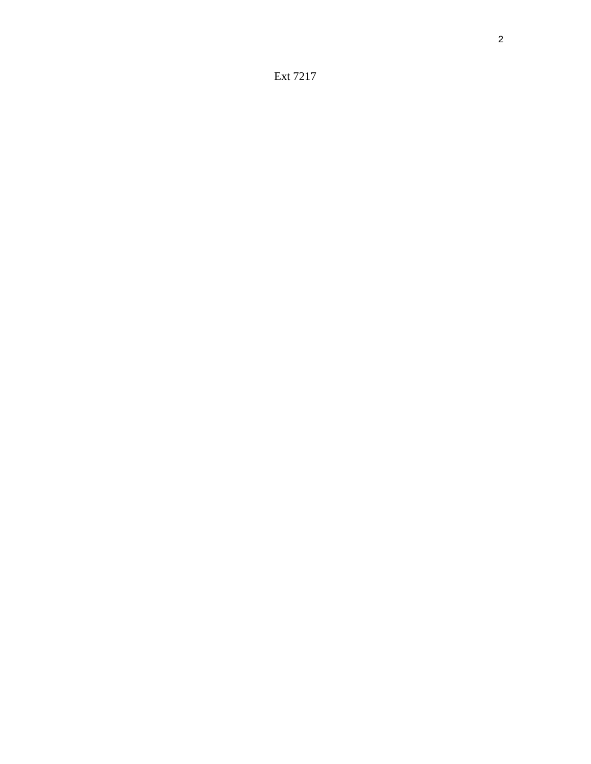Ext 7217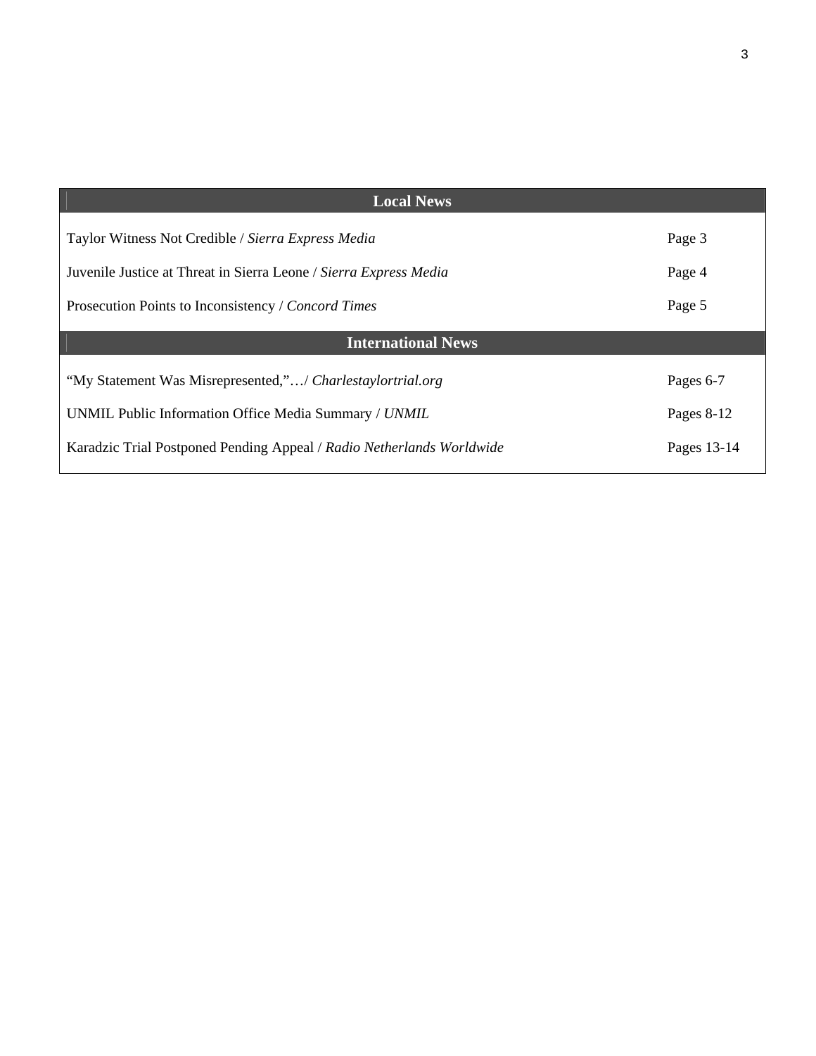| Local News | |
|---|---|
| Taylor Witness Not Credible / *Sierra Express Media* | Page 3 |
| Juvenile Justice at Threat in Sierra Leone / *Sierra Express Media* | Page 4 |
| Prosecution Points to Inconsistency / *Concord Times* | Page 5 |
| **International News** | |
| "My Statement Was Misrepresented,"…/ *Charlestaylortrial.org* | Pages 6-7 |
| UNMIL Public Information Office Media Summary / *UNMIL* | Pages 8-12 |
| Karadzic Trial Postponed Pending Appeal / *Radio Netherlands Worldwide* | Pages 13-14 |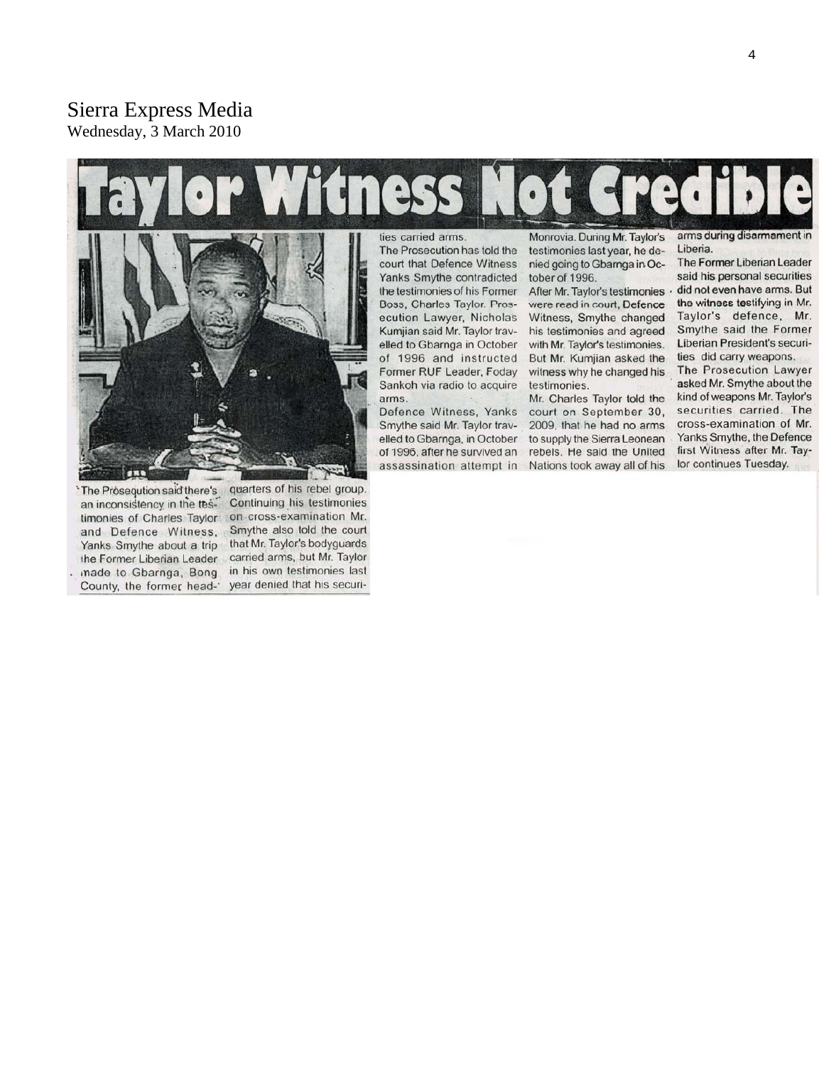Sierra Express Media
Wednesday, 3 March 2010

# Taylor Witness Not Credible

The Prosequtiion said there's an inconsistency in the testimonies of Charles Taylor and Defence Witness, Yanks Smythe about a trip the Former Liberian Leader made to Gbarnga, Bong County, the former headquarters of his rebel group. Continuing his testimonies on cross-examination Mr. Smythe also told the court that Mr. Taylor's bodyguards carried arms, but Mr. Taylor in his own testimonies last year denied that his securities carried arms.

The Prosecution has told the court that Defence Witness Yanks Smythe contradicted the testimonies of his Former Boss, Charles Taylor. Prosecution Lawyer, Nicholas Kumjian said Mr. Taylor travelled to Gbarnga in October of 1996 and instructed Former RUF Leader, Foday Sankoh via radio to acquire arms.

Defence Witness, Yanks Smythe said Mr. Taylor travelled to Gbarnga, in October of 1996, after he survived an assassination attempt in Monrovia. During Mr. Taylor's testimonies last year, he denied going to Gbarnga in October of 1996.

After Mr. Taylor's testimonies were read in court, Defence Witness, Smythe changed his testimonies and agreed with Mr. Taylor's testimonies. But Mr. Kumjian asked the witness why he changed his testimonies.

Mr. Charles Taylor told the court on September 30, 2009, that he had no arms to supply the Sierra Leonean rebels. He said the United Nations took away all of his arms during disarmament in Liberia.

The Former Liberian Leader said his personal securities did not even have arms. But the witness testifying in Mr. Taylor's defence, Mr. Smythe said the Former Liberian President's securities did carry weapons.

The Prosecution Lawyer asked Mr. Smythe about the kind of weapons Mr. Taylor's securities carried. The cross-examination of Mr. Yanks Smythe, the Defence first Witness after Mr. Taylor continues Tuesday.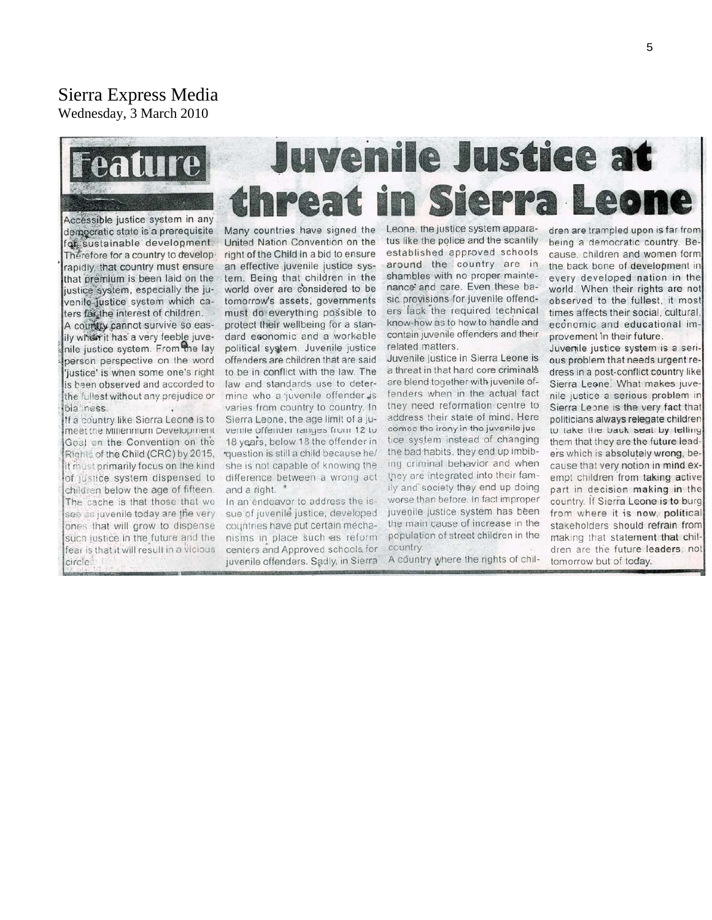Sierra Express Media
Wednesday, 3 March 2010

**Feature**

# Juvenile Justice at threat in Sierra Leone

Accessible justice system in any democratic state is a prerequisite for sustainable development. Therefore for a country to develop rapidly, that country must ensure that premium is been laid on the justice system, especially the juvenile justice system which caters for the interest of children.

A country cannot survive so easily when it has a very feeble juvenile justice system. From the lay person perspective on the word 'justice' is when some one's right is been observed and accorded to the fullest without any prejudice or biasness.

If a country like Sierra Leone is to meet the Millennium Development Goal on the Convention on the Rights of the Child (CRC) by 2015, it must primarily focus on the kind of justice system dispensed to children below the age of fifteen. The cache is that those that we see as juvenile today are the very ones that will grow to dispense such justice in the future and the fear is that it will result in a vicious circle.

Many countries have signed the United Nation Convention on the right of the Child in a bid to ensure an effective juvenile justice system. Being that children in the world over are considered to be tomorrow's assets, governments must do everything possible to protect their wellbeing for a standard economic and a workable political system. Juvenile justice offenders are children that are said to be in conflict with the law. The law and standards use to determine who a juvenile offender is varies from country to country. In Sierra Leone, the age limit of a juvenile offender ranges from 12 to 18 years, below 18 the offender in question is still a child because he/she is not capable of knowing the difference between a wrong act and a right.

In an endeavor to address the issue of juvenile justice, developed countries have put certain mechanisms in place such as reform centers and Approved schools for juvenile offenders. Sadly, in Sierra Leone, the justice system apparatus like the police and the scantily established approved schools around the country are in shambles with no proper maintenance and care. Even these basic provisions for juvenile offenders lack the required technical know-how as to how to handle and contain juvenile offenders and their related matters.

Juvenile justice in Sierra Leone is a threat in that hard core criminals are blend together with juvenile offenders when in the actual fact they need reformation centre to address their state of mind. Here comes the irony in the juvenile justice system instead of changing the bad habits, they end up imbibing criminal behavior and when they are integrated into their family and society they end up doing worse than before. In fact improper juvenile justice system has been the main cause of increase in the population of street children in the country.

A country where the rights of children are trampled upon is far from being a democratic country. Because, children and women form the back bone of development in every developed nation in the world. When their rights are not observed to the fullest, it most times affects their social, cultural, economic and educational improvement in their future.

Juvenile justice system is a serious problem that needs urgent redress in a post-conflict country like Sierra Leone. What makes juvenile justice a serious problem in Sierra Leone is the very fact that politicians always relegate children to take the back seat by telling them that they are the future leaders which is absolutely wrong, because that very notion in mind exempt children from taking active part in decision making in the country. If Sierra Leone is to burg from where it is now, political stakeholders should refrain from making that statement that children are the future leaders, not tomorrow but of today.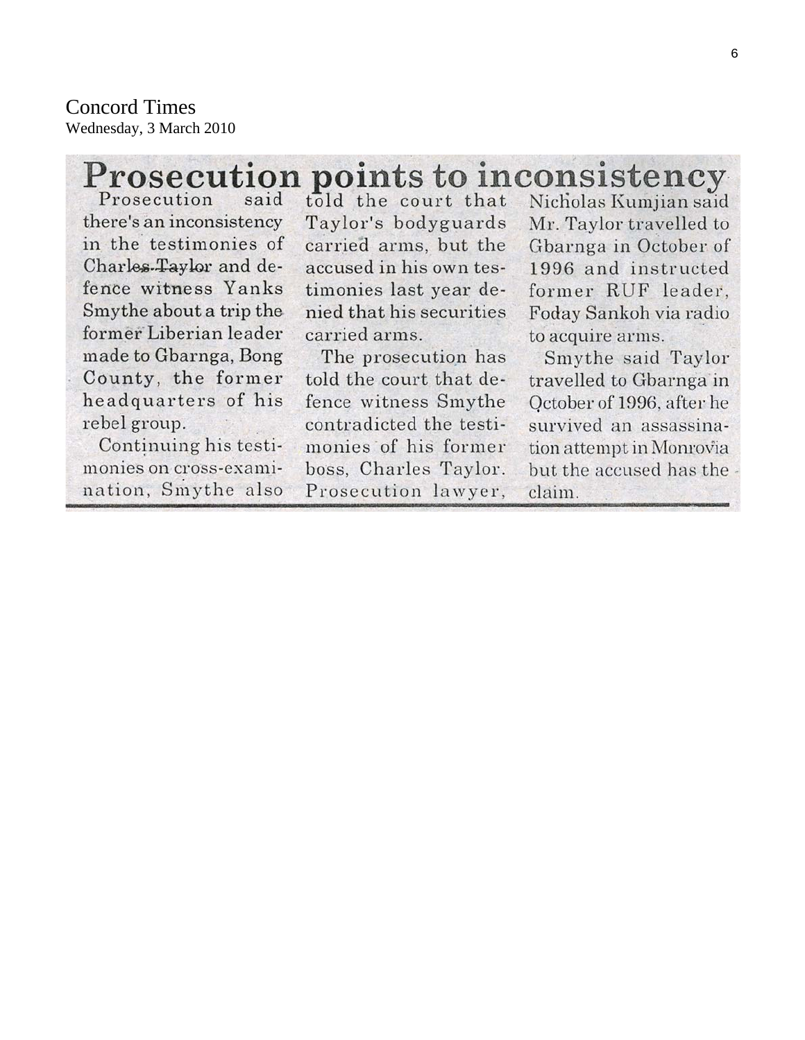Concord Times
Wednesday, 3 March 2010

# Prosecution points to inconsistency

Prosecution said there's an inconsistency in the testimonies of Charles Taylor and defence witness Yanks Smythe about a trip the former Liberian leader made to Gbarnga, Bong County, the former headquarters of his rebel group.

Continuing his testimonies on cross-examination, Smythe also told the court that Taylor's bodyguards carried arms, but the accused in his own testimonies last year denied that his securities carried arms.

The prosecution has told the court that defence witness Smythe contradicted the testimonies of his former boss, Charles Taylor. Prosecution lawyer, Nicholas Kumjian said Mr. Taylor travelled to Gbarnga in October of 1996 and instructed former RUF leader, Foday Sankoh via radio to acquire arms.

Smythe said Taylor travelled to Gbarnga in October of 1996, after he survived an assassination attempt in Monrovia but the accused has the claim.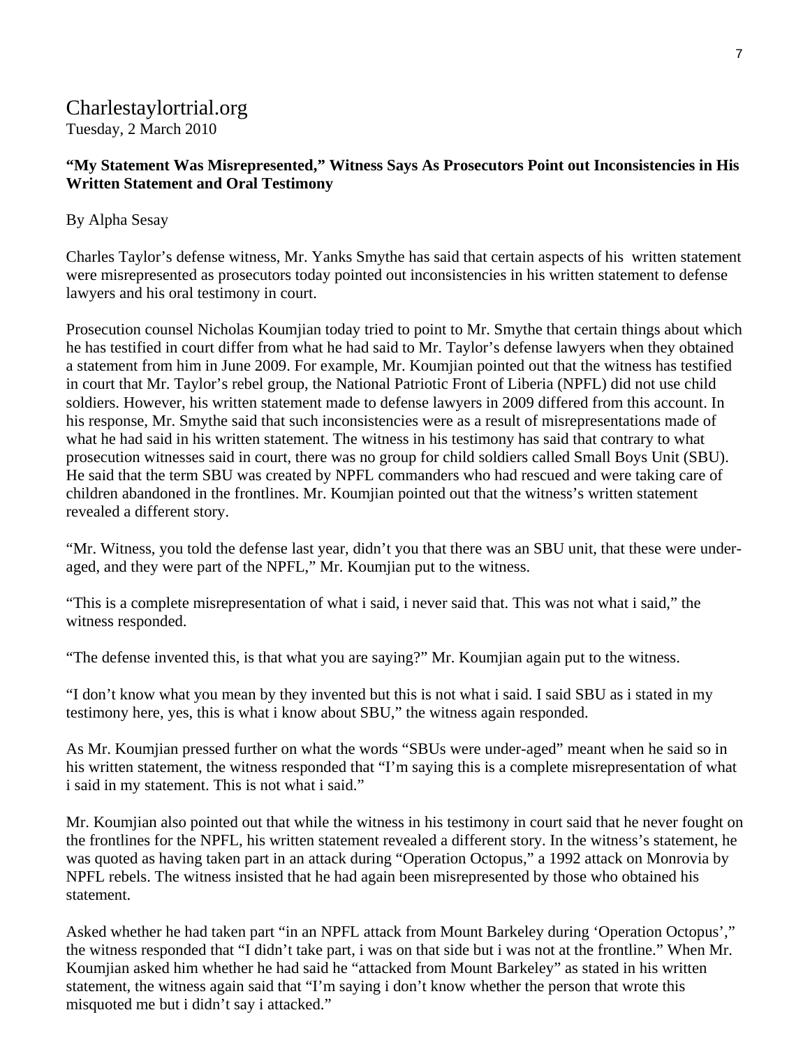Charlestaylortrial.org
Tuesday, 2 March 2010

**"My Statement Was Misrepresented," Witness Says As Prosecutors Point out Inconsistencies in His Written Statement and Oral Testimony**

By Alpha Sesay

Charles Taylor's defense witness, Mr. Yanks Smythe has said that certain aspects of his written statement were misrepresented as prosecutors today pointed out inconsistencies in his written statement to defense lawyers and his oral testimony in court.

Prosecution counsel Nicholas Koumjian today tried to point to Mr. Smythe that certain things about which he has testified in court differ from what he had said to Mr. Taylor's defense lawyers when they obtained a statement from him in June 2009. For example, Mr. Koumjian pointed out that the witness has testified in court that Mr. Taylor's rebel group, the National Patriotic Front of Liberia (NPFL) did not use child soldiers. However, his written statement made to defense lawyers in 2009 differed from this account. In his response, Mr. Smythe said that such inconsistencies were as a result of misrepresentations made of what he had said in his written statement. The witness in his testimony has said that contrary to what prosecution witnesses said in court, there was no group for child soldiers called Small Boys Unit (SBU). He said that the term SBU was created by NPFL commanders who had rescued and were taking care of children abandoned in the frontlines. Mr. Koumjian pointed out that the witness's written statement revealed a different story.

"Mr. Witness, you told the defense last year, didn't you that there was an SBU unit, that these were under-aged, and they were part of the NPFL," Mr. Koumjian put to the witness.

"This is a complete misrepresentation of what i said, i never said that. This was not what i said," the witness responded.

"The defense invented this, is that what you are saying?" Mr. Koumjian again put to the witness.

"I don't know what you mean by they invented but this is not what i said. I said SBU as i stated in my testimony here, yes, this is what i know about SBU," the witness again responded.

As Mr. Koumjian pressed further on what the words "SBUs were under-aged" meant when he said so in his written statement, the witness responded that "I'm saying this is a complete misrepresentation of what i said in my statement. This is not what i said."

Mr. Koumjian also pointed out that while the witness in his testimony in court said that he never fought on the frontlines for the NPFL, his written statement revealed a different story. In the witness's statement, he was quoted as having taken part in an attack during "Operation Octopus," a 1992 attack on Monrovia by NPFL rebels. The witness insisted that he had again been misrepresented by those who obtained his statement.

Asked whether he had taken part "in an NPFL attack from Mount Barkeley during 'Operation Octopus'," the witness responded that "I didn't take part, i was on that side but i was not at the frontline." When Mr. Koumjian asked him whether he had said he "attacked from Mount Barkeley" as stated in his written statement, the witness again said that "I'm saying i don't know whether the person that wrote this misquoted me but i didn't say i attacked."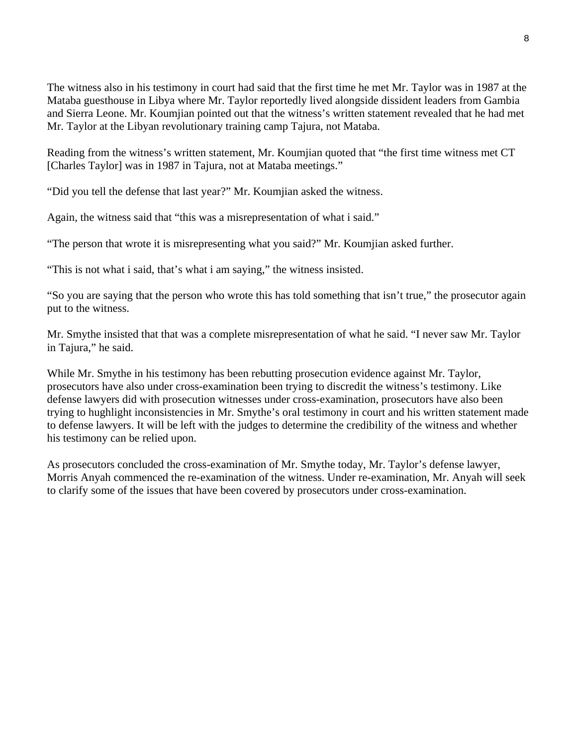The witness also in his testimony in court had said that the first time he met Mr. Taylor was in 1987 at the Mataba guesthouse in Libya where Mr. Taylor reportedly lived alongside dissident leaders from Gambia and Sierra Leone. Mr. Koumjian pointed out that the witness's written statement revealed that he had met Mr. Taylor at the Libyan revolutionary training camp Tajura, not Mataba.

Reading from the witness's written statement, Mr. Koumjian quoted that "the first time witness met CT [Charles Taylor] was in 1987 in Tajura, not at Mataba meetings."

"Did you tell the defense that last year?" Mr. Koumjian asked the witness.

Again, the witness said that "this was a misrepresentation of what i said."

"The person that wrote it is misrepresenting what you said?" Mr. Koumjian asked further.

"This is not what i said, that's what i am saying," the witness insisted.

"So you are saying that the person who wrote this has told something that isn't true," the prosecutor again put to the witness.

Mr. Smythe insisted that that was a complete misrepresentation of what he said. "I never saw Mr. Taylor in Tajura," he said.

While Mr. Smythe in his testimony has been rebutting prosecution evidence against Mr. Taylor, prosecutors have also under cross-examination been trying to discredit the witness's testimony. Like defense lawyers did with prosecution witnesses under cross-examination, prosecutors have also been trying to hughlight inconsistencies in Mr. Smythe's oral testimony in court and his written statement made to defense lawyers. It will be left with the judges to determine the credibility of the witness and whether his testimony can be relied upon.

As prosecutors concluded the cross-examination of Mr. Smythe today, Mr. Taylor's defense lawyer, Morris Anyah commenced the re-examination of the witness. Under re-examination, Mr. Anyah will seek to clarify some of the issues that have been covered by prosecutors under cross-examination.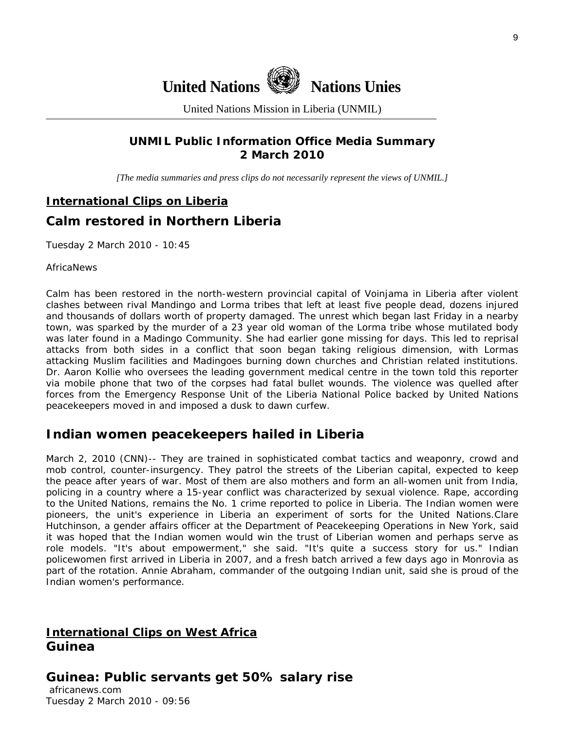**United Nations** **Nations Unies**

United Nations Mission in Liberia (UNMIL)

**UNMIL Public Information Office Media Summary**
**2 March 2010**

*[The media summaries and press clips do not necessarily represent the views of UNMIL.]*

## International Clips on Liberia

## Calm restored in Northern Liberia

Tuesday 2 March 2010 - 10:45

AfricaNews

Calm has been restored in the north-western provincial capital of Voinjama in Liberia after violent clashes between rival Mandingo and Lorma tribes that left at least five people dead, dozens injured and thousands of dollars worth of property damaged. The unrest which began last Friday in a nearby town, was sparked by the murder of a 23 year old woman of the Lorma tribe whose mutilated body was later found in a Madingo Community. She had earlier gone missing for days. This led to reprisal attacks from both sides in a conflict that soon began taking religious dimension, with Lormas attacking Muslim facilities and Madingoes burning down churches and Christian related institutions. Dr. Aaron Kollie who oversees the leading government medical centre in the town told this reporter via mobile phone that two of the corpses had fatal bullet wounds. The violence was quelled after forces from the Emergency Response Unit of the Liberia National Police backed by United Nations peacekeepers moved in and imposed a dusk to dawn curfew.

## Indian women peacekeepers hailed in Liberia

March 2, 2010 (CNN)-- They are trained in sophisticated combat tactics and weaponry, crowd and mob control, counter-insurgency. They patrol the streets of the Liberian capital, expected to keep the peace after years of war. Most of them are also mothers and form an all-women unit from India, policing in a country where a 15-year conflict was characterized by sexual violence. Rape, according to the United Nations, remains the No. 1 crime reported to police in Liberia. The Indian women were pioneers, the unit's experience in Liberia an experiment of sorts for the United Nations.Clare Hutchinson, a gender affairs officer at the Department of Peacekeeping Operations in New York, said it was hoped that the Indian women would win the trust of Liberian women and perhaps serve as role models. "It's about empowerment," she said. "It's quite a success story for us." Indian policewomen first arrived in Liberia in 2007, and a fresh batch arrived a few days ago in Monrovia as part of the rotation. Annie Abraham, commander of the outgoing Indian unit, said she is proud of the Indian women's performance.

## International Clips on West Africa

## Guinea

## Guinea: Public servants get 50% salary rise

africanews.com
Tuesday 2 March 2010 - 09:56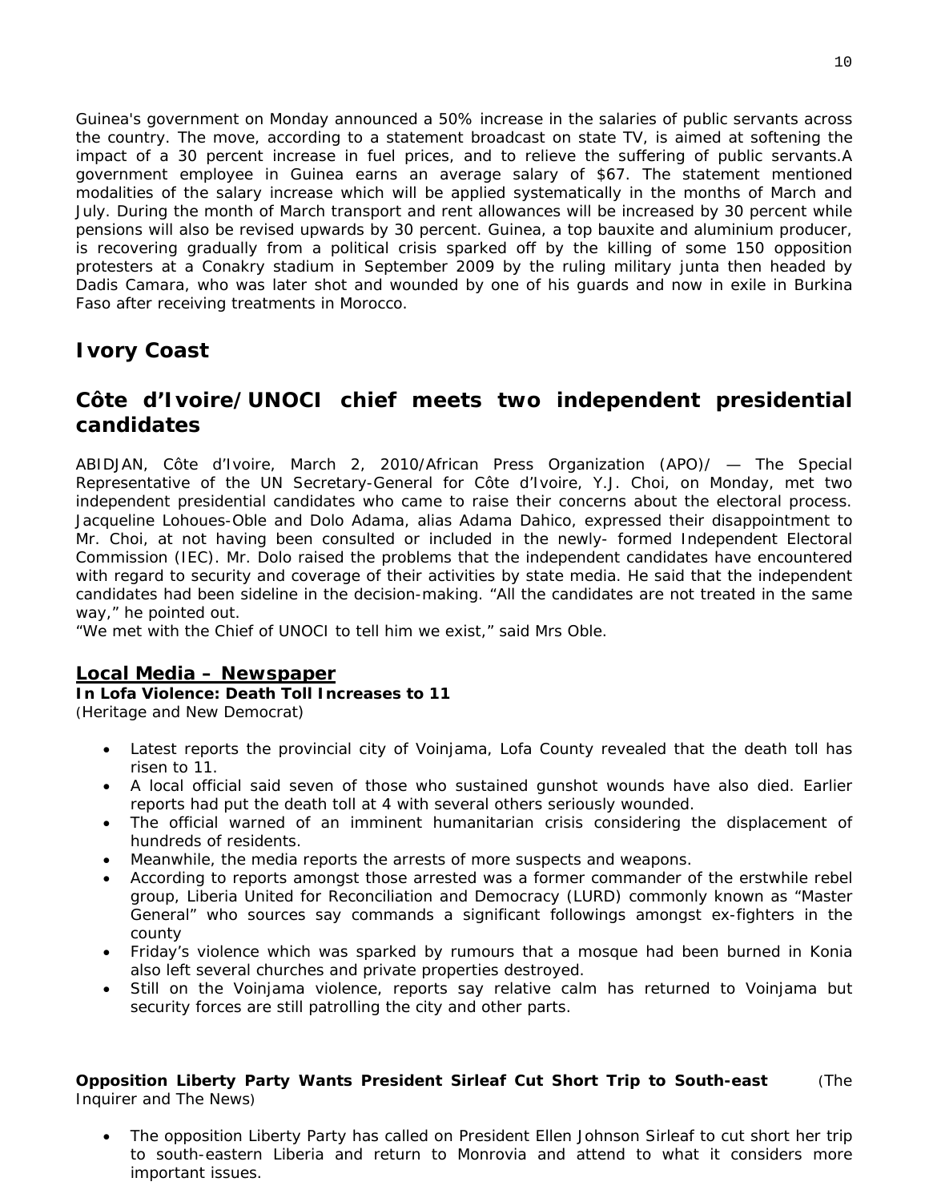Guinea's government on Monday announced a 50% increase in the salaries of public servants across the country. The move, according to a statement broadcast on state TV, is aimed at softening the impact of a 30 percent increase in fuel prices, and to relieve the suffering of public servants.A government employee in Guinea earns an average salary of $67. The statement mentioned modalities of the salary increase which will be applied systematically in the months of March and July. During the month of March transport and rent allowances will be increased by 30 percent while pensions will also be revised upwards by 30 percent. Guinea, a top bauxite and aluminium producer, is recovering gradually from a political crisis sparked off by the killing of some 150 opposition protesters at a Conakry stadium in September 2009 by the ruling military junta then headed by Dadis Camara, who was later shot and wounded by one of his guards and now in exile in Burkina Faso after receiving treatments in Morocco.

## Ivory Coast

## Côte d'Ivoire/UNOCI chief meets two independent presidential candidates

ABIDJAN, Côte d'Ivoire, March 2, 2010/African Press Organization (APO)/ — The Special Representative of the UN Secretary-General for Côte d'Ivoire, Y.J. Choi, on Monday, met two independent presidential candidates who came to raise their concerns about the electoral process. Jacqueline Lohoues-Oble and Dolo Adama, alias Adama Dahico, expressed their disappointment to Mr. Choi, at not having been consulted or included in the newly- formed Independent Electoral Commission (IEC). Mr. Dolo raised the problems that the independent candidates have encountered with regard to security and coverage of their activities by state media. He said that the independent candidates had been sideline in the decision-making. “All the candidates are not treated in the same way,” he pointed out.
“We met with the Chief of UNOCI to tell him we exist,” said Mrs Oble.

### Local Media – Newspaper

**In Lofa Violence: Death Toll Increases to 11**
(Heritage and New Democrat)

- Latest reports the provincial city of Voinjama, Lofa County revealed that the death toll has risen to 11.
- A local official said seven of those who sustained gunshot wounds have also died. Earlier reports had put the death toll at 4 with several others seriously wounded.
- The official warned of an imminent humanitarian crisis considering the displacement of hundreds of residents.
- Meanwhile, the media reports the arrests of more suspects and weapons.
- According to reports amongst those arrested was a former commander of the erstwhile rebel group, Liberia United for Reconciliation and Democracy (LURD) commonly known as “Master General” who sources say commands a significant followings amongst ex-fighters in the county
- Friday's violence which was sparked by rumours that a mosque had been burned in Konia also left several churches and private properties destroyed.
- Still on the Voinjama violence, reports say relative calm has returned to Voinjama but security forces are still patrolling the city and other parts.

**Opposition Liberty Party Wants President Sirleaf Cut Short Trip to South-east** (The Inquirer and The News)

- The opposition Liberty Party has called on President Ellen Johnson Sirleaf to cut short her trip to south-eastern Liberia and return to Monrovia and attend to what it considers more important issues.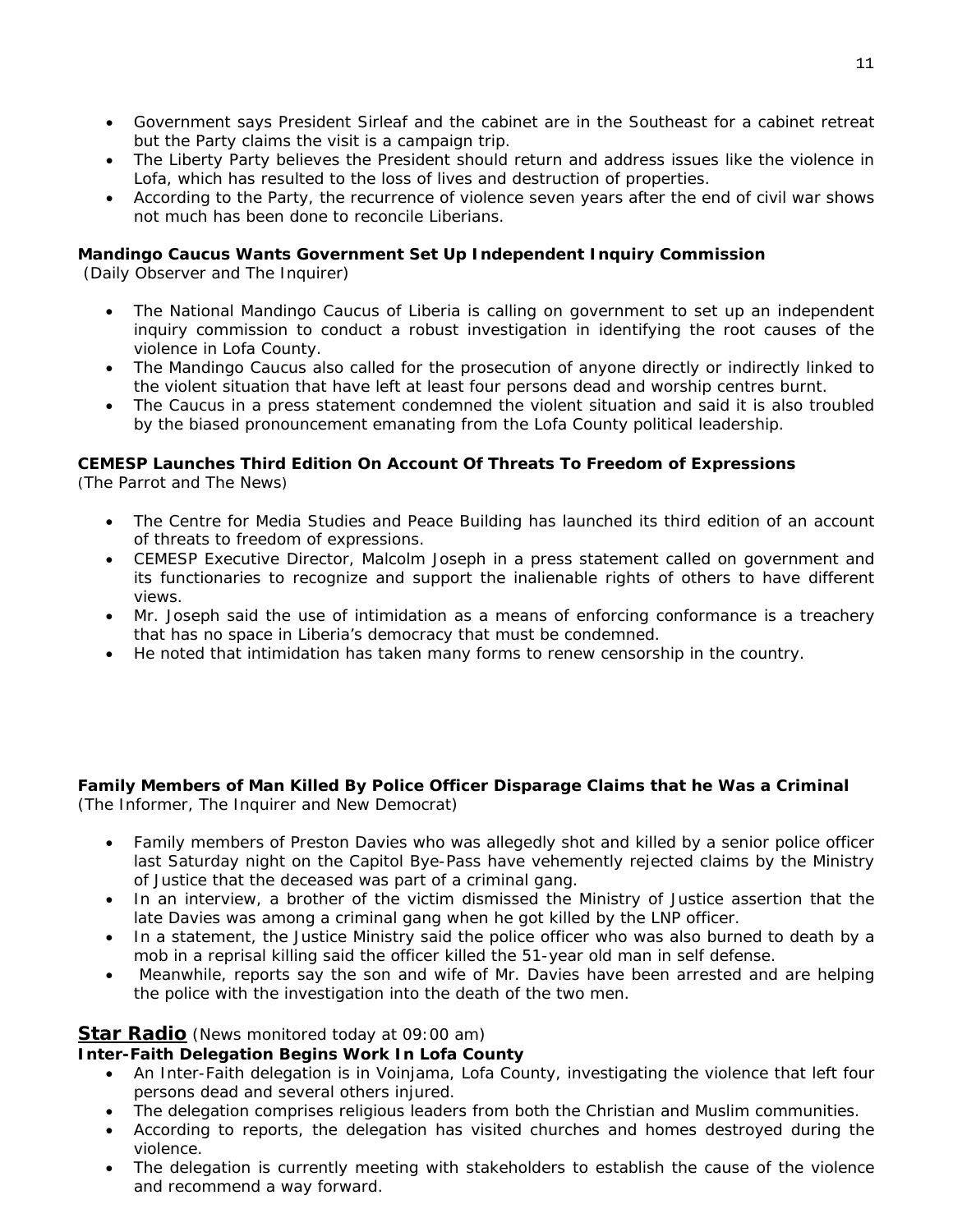- Government says President Sirleaf and the cabinet are in the Southeast for a cabinet retreat but the Party claims the visit is a campaign trip.
- The Liberty Party believes the President should return and address issues like the violence in Lofa, which has resulted to the loss of lives and destruction of properties.
- According to the Party, the recurrence of violence seven years after the end of civil war shows not much has been done to reconcile Liberians.

**Mandingo Caucus Wants Government Set Up Independent Inquiry Commission**
(Daily Observer and The Inquirer)

- The National Mandingo Caucus of Liberia is calling on government to set up an independent inquiry commission to conduct a robust investigation in identifying the root causes of the violence in Lofa County.
- The Mandingo Caucus also called for the prosecution of anyone directly or indirectly linked to the violent situation that have left at least four persons dead and worship centres burnt.
- The Caucus in a press statement condemned the violent situation and said it is also troubled by the biased pronouncement emanating from the Lofa County political leadership.

**CEMESP Launches Third Edition On Account Of Threats To Freedom of Expressions**
(The Parrot and The News)

- The Centre for Media Studies and Peace Building has launched its third edition of an account of threats to freedom of expressions.
- CEMESP Executive Director, Malcolm Joseph in a press statement called on government and its functionaries to recognize and support the inalienable rights of others to have different views.
- Mr. Joseph said the use of intimidation as a means of enforcing conformance is a treachery that has no space in Liberia's democracy that must be condemned.
- He noted that intimidation has taken many forms to renew censorship in the country.

**Family Members of Man Killed By Police Officer Disparage Claims that he Was a Criminal**
(The Informer, The Inquirer and New Democrat)

- Family members of Preston Davies who was allegedly shot and killed by a senior police officer last Saturday night on the Capitol Bye-Pass have vehemently rejected claims by the Ministry of Justice that the deceased was part of a criminal gang.
- In an interview, a brother of the victim dismissed the Ministry of Justice assertion that the late Davies was among a criminal gang when he got killed by the LNP officer.
- In a statement, the Justice Ministry said the police officer who was also burned to death by a mob in a reprisal killing said the officer killed the 51-year old man in self defense.
- Meanwhile, reports say the son and wife of Mr. Davies have been arrested and are helping the police with the investigation into the death of the two men.

## Star Radio (News monitored today at 09:00 am)

**Inter-Faith Delegation Begins Work In Lofa County**

- An Inter-Faith delegation is in Voinjama, Lofa County, investigating the violence that left four persons dead and several others injured.
- The delegation comprises religious leaders from both the Christian and Muslim communities.
- According to reports, the delegation has visited churches and homes destroyed during the violence.
- The delegation is currently meeting with stakeholders to establish the cause of the violence and recommend a way forward.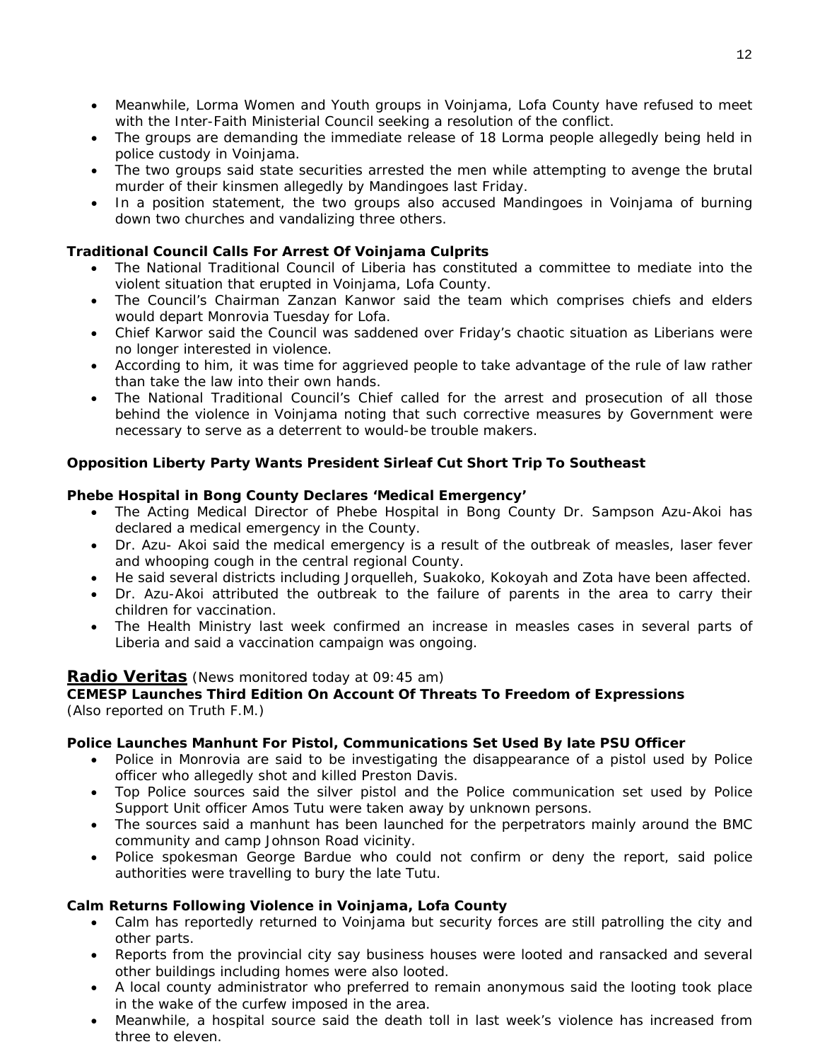- Meanwhile, Lorma Women and Youth groups in Voinjama, Lofa County have refused to meet with the Inter-Faith Ministerial Council seeking a resolution of the conflict.
- The groups are demanding the immediate release of 18 Lorma people allegedly being held in police custody in Voinjama.
- The two groups said state securities arrested the men while attempting to avenge the brutal murder of their kinsmen allegedly by Mandingoes last Friday.
- In a position statement, the two groups also accused Mandingoes in Voinjama of burning down two churches and vandalizing three others.

**Traditional Council Calls For Arrest Of Voinjama Culprits**

- The National Traditional Council of Liberia has constituted a committee to mediate into the violent situation that erupted in Voinjama, Lofa County.
- The Council's Chairman Zanzan Kanwor said the team which comprises chiefs and elders would depart Monrovia Tuesday for Lofa.
- Chief Karwor said the Council was saddened over Friday's chaotic situation as Liberians were no longer interested in violence.
- According to him, it was time for aggrieved people to take advantage of the rule of law rather than take the law into their own hands.
- The National Traditional Council's Chief called for the arrest and prosecution of all those behind the violence in Voinjama noting that such corrective measures by Government were necessary to serve as a deterrent to would-be trouble makers.

**Opposition Liberty Party Wants President Sirleaf Cut Short Trip To Southeast**

**Phebe Hospital in Bong County Declares 'Medical Emergency'**

- The Acting Medical Director of Phebe Hospital in Bong County Dr. Sampson Azu-Akoi has declared a medical emergency in the County.
- Dr. Azu- Akoi said the medical emergency is a result of the outbreak of measles, laser fever and whooping cough in the central regional County.
- He said several districts including Jorquelleh, Suakoko, Kokoyah and Zota have been affected.
- Dr. Azu-Akoi attributed the outbreak to the failure of parents in the area to carry their children for vaccination.
- The Health Ministry last week confirmed an increase in measles cases in several parts of Liberia and said a vaccination campaign was ongoing.

## Radio Veritas (News monitored today at 09:45 am)

**CEMESP Launches Third Edition On Account Of Threats To Freedom of Expressions**
(Also reported on Truth F.M.)

**Police Launches Manhunt For Pistol, Communications Set Used By late PSU Officer**

- Police in Monrovia are said to be investigating the disappearance of a pistol used by Police officer who allegedly shot and killed Preston Davis.
- Top Police sources said the silver pistol and the Police communication set used by Police Support Unit officer Amos Tutu were taken away by unknown persons.
- The sources said a manhunt has been launched for the perpetrators mainly around the BMC community and camp Johnson Road vicinity.
- Police spokesman George Bardue who could not confirm or deny the report, said police authorities were travelling to bury the late Tutu.

**Calm Returns Following Violence in Voinjama, Lofa County**

- Calm has reportedly returned to Voinjama but security forces are still patrolling the city and other parts.
- Reports from the provincial city say business houses were looted and ransacked and several other buildings including homes were also looted.
- A local county administrator who preferred to remain anonymous said the looting took place in the wake of the curfew imposed in the area.
- Meanwhile, a hospital source said the death toll in last week's violence has increased from three to eleven.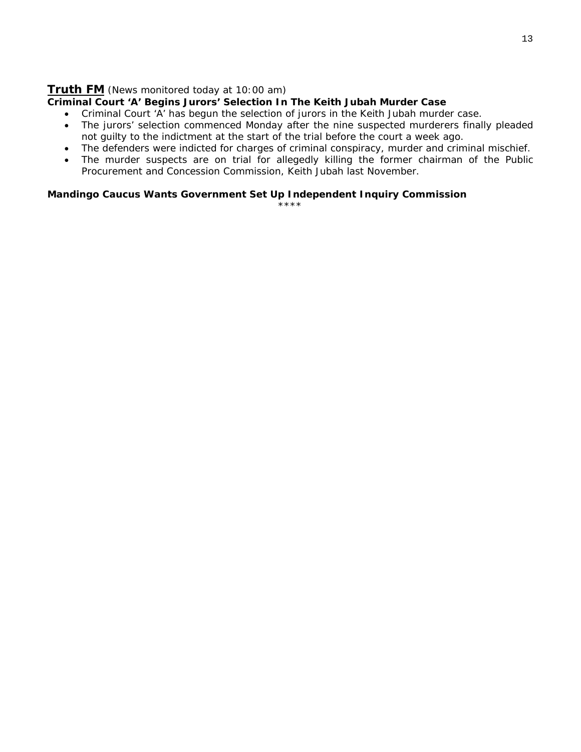## **Truth FM** *(News monitored today at 10:00 am)*

**Criminal Court 'A' Begins Jurors' Selection In The Keith Jubah Murder Case**

- Criminal Court 'A' has begun the selection of jurors in the Keith Jubah murder case.
- The jurors' selection commenced Monday after the nine suspected murderers finally pleaded not guilty to the indictment at the start of the trial before the court a week ago.
- The defenders were indicted for charges of criminal conspiracy, murder and criminal mischief.
- The murder suspects are on trial for allegedly killing the former chairman of the Public Procurement and Concession Commission, Keith Jubah last November.

**Mandingo Caucus Wants Government Set Up Independent Inquiry Commission**

****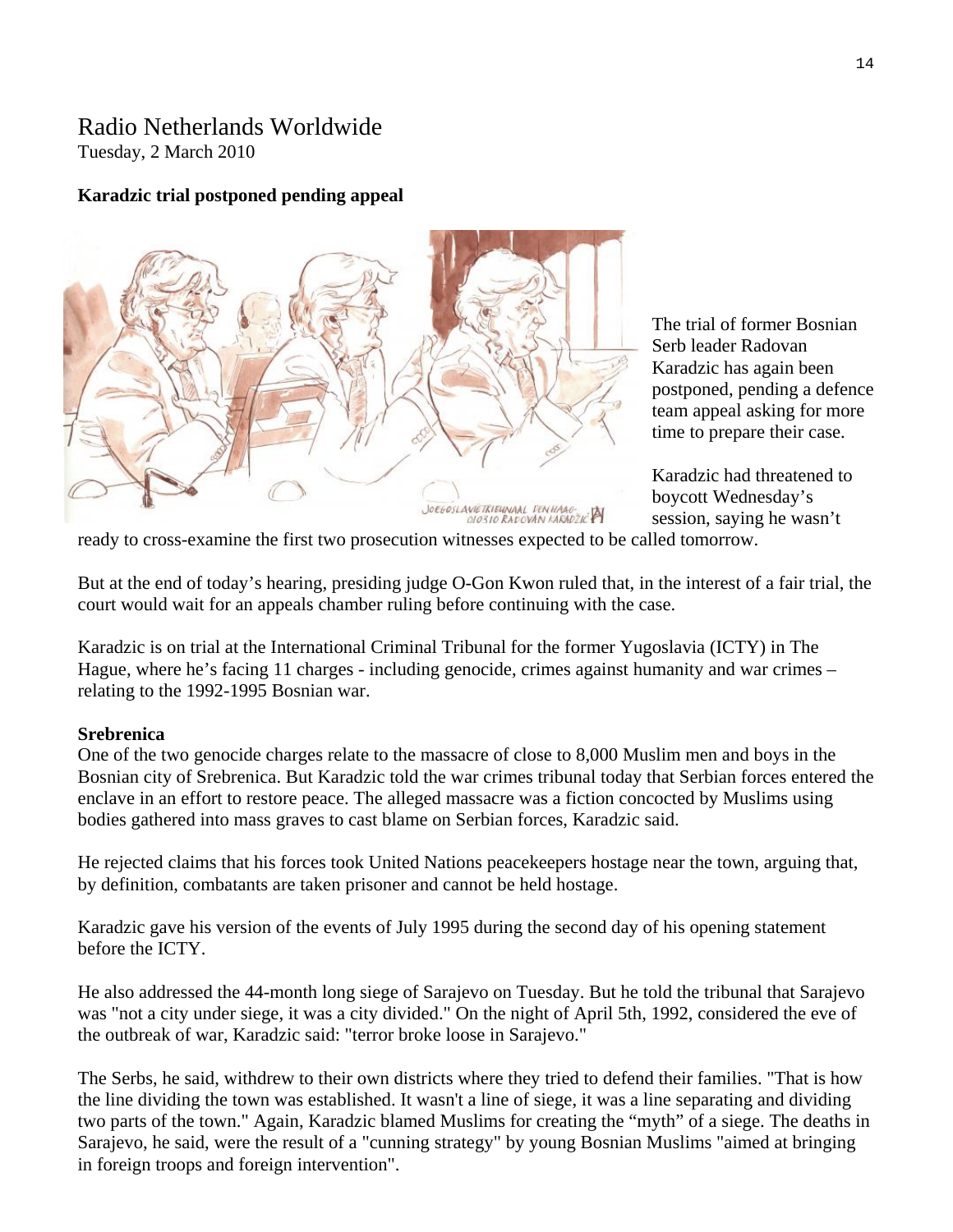# Radio Netherlands Worldwide

Tuesday, 2 March 2010

**Karadzic trial postponed pending appeal**

The trial of former Bosnian Serb leader Radovan Karadzic has again been postponed, pending a defence team appeal asking for more time to prepare their case.

Karadzic had threatened to boycott Wednesday's session, saying he wasn't ready to cross-examine the first two prosecution witnesses expected to be called tomorrow.

But at the end of today's hearing, presiding judge O-Gon Kwon ruled that, in the interest of a fair trial, the court would wait for an appeals chamber ruling before continuing with the case.

Karadzic is on trial at the International Criminal Tribunal for the former Yugoslavia (ICTY) in The Hague, where he's facing 11 charges - including genocide, crimes against humanity and war crimes – relating to the 1992-1995 Bosnian war.

**Srebrenica**

One of the two genocide charges relate to the massacre of close to 8,000 Muslim men and boys in the Bosnian city of Srebrenica. But Karadzic told the war crimes tribunal today that Serbian forces entered the enclave in an effort to restore peace. The alleged massacre was a fiction concocted by Muslims using bodies gathered into mass graves to cast blame on Serbian forces, Karadzic said.

He rejected claims that his forces took United Nations peacekeepers hostage near the town, arguing that, by definition, combatants are taken prisoner and cannot be held hostage.

Karadzic gave his version of the events of July 1995 during the second day of his opening statement before the ICTY.

He also addressed the 44-month long siege of Sarajevo on Tuesday. But he told the tribunal that Sarajevo was "not a city under siege, it was a city divided." On the night of April 5th, 1992, considered the eve of the outbreak of war, Karadzic said: "terror broke loose in Sarajevo."

The Serbs, he said, withdrew to their own districts where they tried to defend their families. "That is how the line dividing the town was established. It wasn't a line of siege, it was a line separating and dividing two parts of the town." Again, Karadzic blamed Muslims for creating the "myth" of a siege. The deaths in Sarajevo, he said, were the result of a "cunning strategy" by young Bosnian Muslims "aimed at bringing in foreign troops and foreign intervention".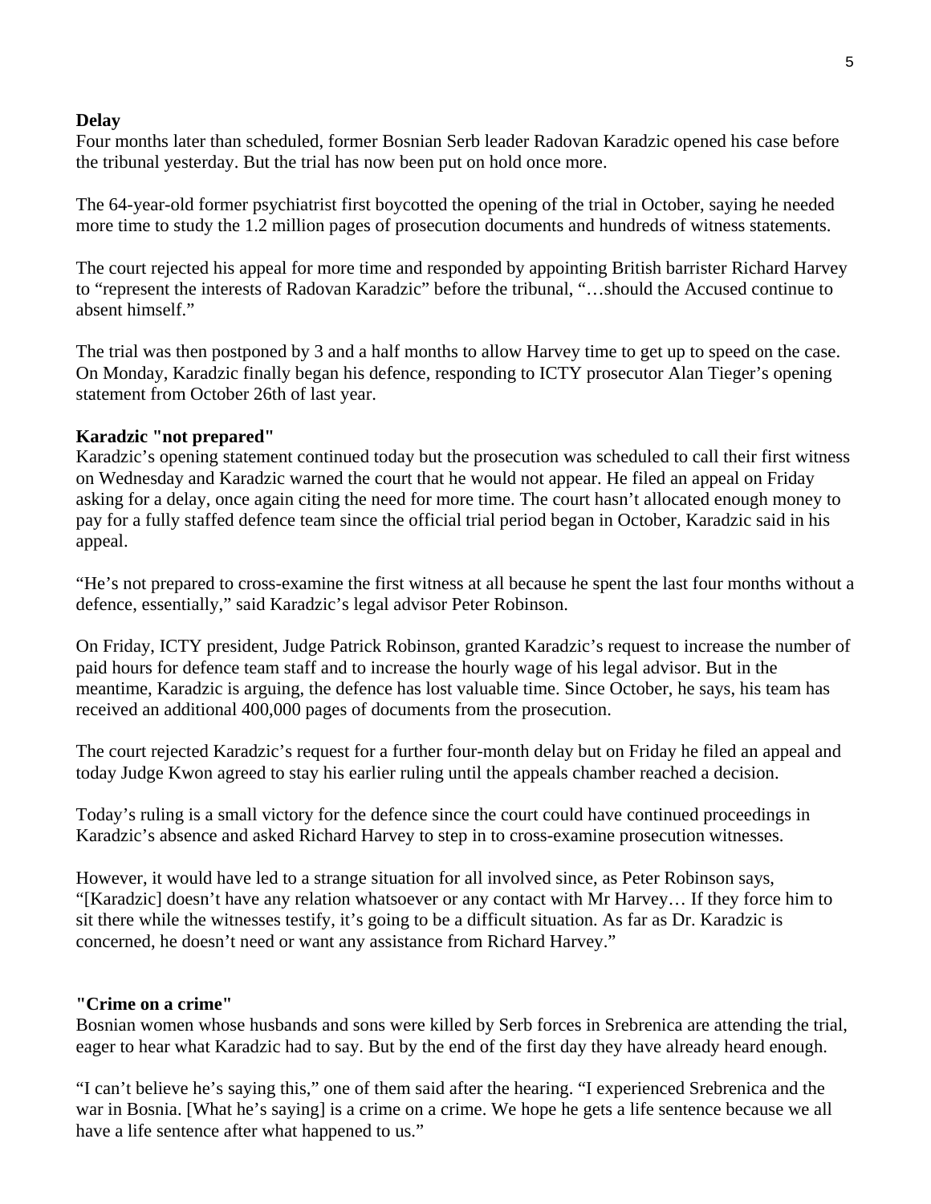**Delay**

Four months later than scheduled, former Bosnian Serb leader Radovan Karadzic opened his case before the tribunal yesterday. But the trial has now been put on hold once more.

The 64-year-old former psychiatrist first boycotted the opening of the trial in October, saying he needed more time to study the 1.2 million pages of prosecution documents and hundreds of witness statements.

The court rejected his appeal for more time and responded by appointing British barrister Richard Harvey to "represent the interests of Radovan Karadzic" before the tribunal, "…should the Accused continue to absent himself."

The trial was then postponed by 3 and a half months to allow Harvey time to get up to speed on the case. On Monday, Karadzic finally began his defence, responding to ICTY prosecutor Alan Tieger's opening statement from October 26th of last year.

**Karadzic "not prepared"**

Karadzic's opening statement continued today but the prosecution was scheduled to call their first witness on Wednesday and Karadzic warned the court that he would not appear. He filed an appeal on Friday asking for a delay, once again citing the need for more time. The court hasn't allocated enough money to pay for a fully staffed defence team since the official trial period began in October, Karadzic said in his appeal.

"He's not prepared to cross-examine the first witness at all because he spent the last four months without a defence, essentially," said Karadzic's legal advisor Peter Robinson.

On Friday, ICTY president, Judge Patrick Robinson, granted Karadzic's request to increase the number of paid hours for defence team staff and to increase the hourly wage of his legal advisor. But in the meantime, Karadzic is arguing, the defence has lost valuable time. Since October, he says, his team has received an additional 400,000 pages of documents from the prosecution.

The court rejected Karadzic's request for a further four-month delay but on Friday he filed an appeal and today Judge Kwon agreed to stay his earlier ruling until the appeals chamber reached a decision.

Today's ruling is a small victory for the defence since the court could have continued proceedings in Karadzic's absence and asked Richard Harvey to step in to cross-examine prosecution witnesses.

However, it would have led to a strange situation for all involved since, as Peter Robinson says, "[Karadzic] doesn't have any relation whatsoever or any contact with Mr Harvey… If they force him to sit there while the witnesses testify, it's going to be a difficult situation. As far as Dr. Karadzic is concerned, he doesn't need or want any assistance from Richard Harvey."

**"Crime on a crime"**

Bosnian women whose husbands and sons were killed by Serb forces in Srebrenica are attending the trial, eager to hear what Karadzic had to say. But by the end of the first day they have already heard enough.

"I can't believe he's saying this," one of them said after the hearing. "I experienced Srebrenica and the war in Bosnia. [What he's saying] is a crime on a crime. We hope he gets a life sentence because we all have a life sentence after what happened to us."